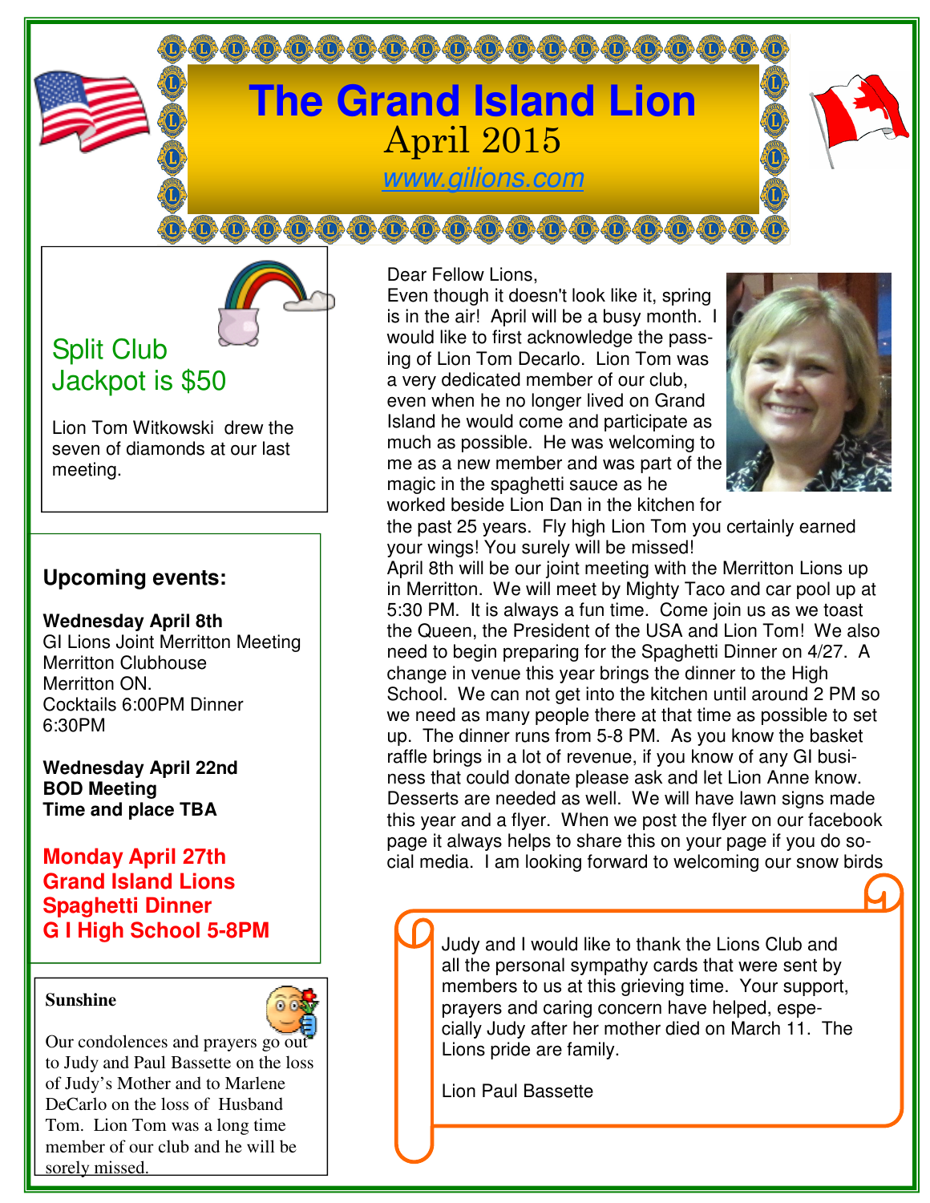# The Grand Island Lion

April 2015

www.gilions.com

## Split Club Jackpot is $50

Lion Tom Witkowski drew the seven of diamonds at our last meeting.

### Upcoming events:

**Wednesday April 8th**
GI Lions Joint Merritton Meeting
Merritton Clubhouse
Merritton ON.
Cocktails 6:00PM Dinner 6:30PM

**Wednesday April 22nd**
**BOD Meeting**
**Time and place TBA**

**Monday April 27th**
**Grand Island Lions**
**Spaghetti Dinner**
**G I High School 5-8PM**

### Sunshine

Our condolences and prayers go out to Judy and Paul Bassette on the loss of Judy's Mother and to Marlene DeCarlo on the loss of Husband Tom. Lion Tom was a long time member of our club and he will be sorely missed.

Dear Fellow Lions,

Even though it doesn't look like it, spring is in the air! April will be a busy month. I would like to first acknowledge the passing of Lion Tom Decarlo. Lion Tom was a very dedicated member of our club, even when he no longer lived on Grand Island he would come and participate as much as possible. He was welcoming to me as a new member and was part of the magic in the spaghetti sauce as he worked beside Lion Dan in the kitchen for the past 25 years. Fly high Lion Tom you certainly earned your wings! You surely will be missed!

April 8th will be our joint meeting with the Merritton Lions up in Merritton. We will meet by Mighty Taco and car pool up at 5:30 PM. It is always a fun time. Come join us as we toast the Queen, the President of the USA and Lion Tom! We also need to begin preparing for the Spaghetti Dinner on 4/27. A change in venue this year brings the dinner to the High School. We can not get into the kitchen until around 2 PM so we need as many people there at that time as possible to set up. The dinner runs from 5-8 PM. As you know the basket raffle brings in a lot of revenue, if you know of any GI business that could donate please ask and let Lion Anne know. Desserts are needed as well. We will have lawn signs made this year and a flyer. When we post the flyer on our facebook page it always helps to share this on your page if you do social media. I am looking forward to welcoming our snow birds

Judy and I would like to thank the Lions Club and all the personal sympathy cards that were sent by members to us at this grieving time. Your support, prayers and caring concern have helped, especially Judy after her mother died on March 11. The Lions pride are family.

Lion Paul Bassette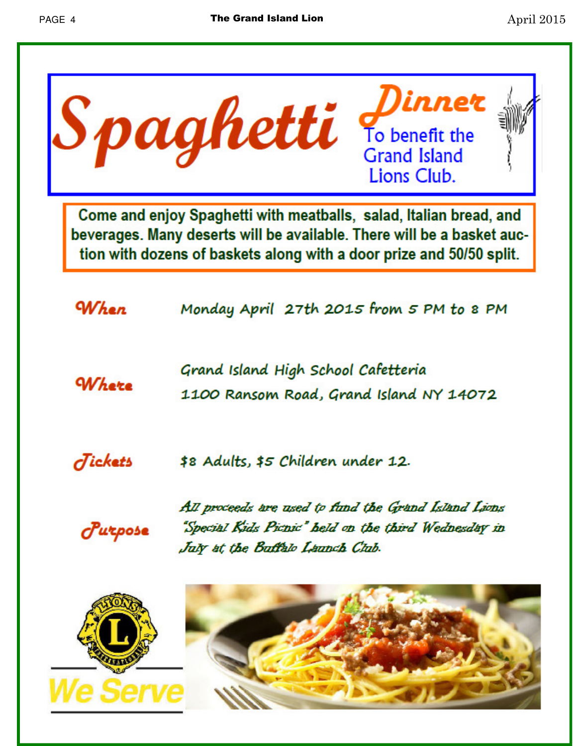# Spaghetti Dinner

To benefit the Grand Island Lions Club.

**Come and enjoy Spaghetti with meatballs, salad, Italian bread, and beverages. Many deserts will be available. There will be a basket auction with dozens of baskets along with a door prize and 50/50 split.**

**When** Monday April 27th 2015 from 5 PM to 8 PM

**Where** Grand Island High School Cafetteria
1100 Ransom Road, Grand Island NY 14072

**Tickets** $8 Adults, $5 Children under 12.

**Purpose** *All proceeds are used to fund the Grand Island Lions "Special Kids Picnic" held on the third Wednesday in July at the Buffalo Launch Club.*

LIONS INTERNATIONAL

**We Serve**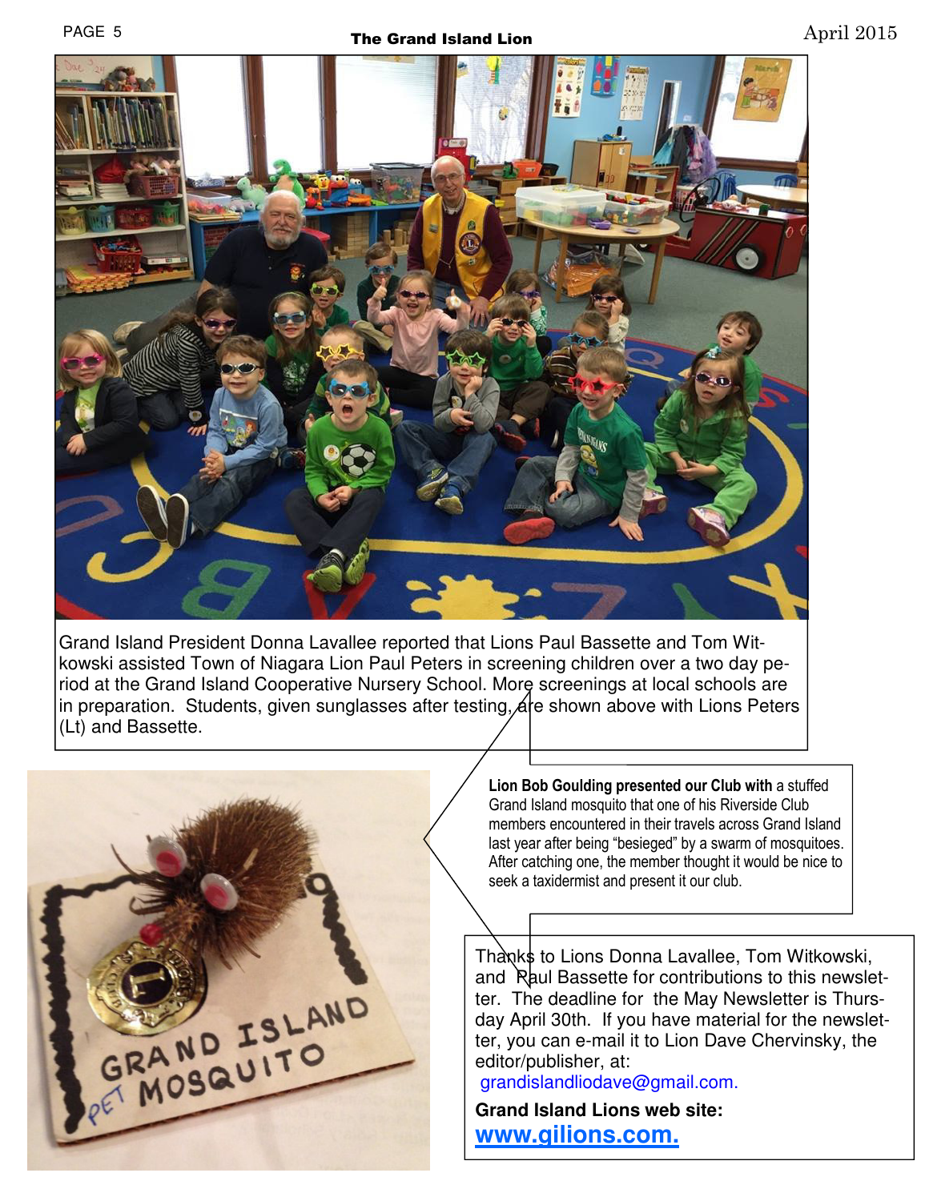Grand Island President Donna Lavallee reported that Lions Paul Bassette and Tom Witkowski assisted Town of Niagara Lion Paul Peters in screening children over a two day period at the Grand Island Cooperative Nursery School. More screenings at local schools are in preparation. Students, given sunglasses after testing, are shown above with Lions Peters (Lt) and Bassette.

**Lion Bob Goulding presented our Club with** a stuffed Grand Island mosquito that one of his Riverside Club members encountered in their travels across Grand Island last year after being "besieged" by a swarm of mosquitoes. After catching one, the member thought it would be nice to seek a taxidermist and present it our club.

Thanks to Lions Donna Lavallee, Tom Witkowski, and Paul Bassette for contributions to this newsletter. The deadline for the May Newsletter is Thursday April 30th. If you have material for the newsletter, you can e-mail it to Lion Dave Chervinsky, the editor/publisher, at: grandislandliodave@gmail.com.

**Grand Island Lions web site:**

**www.gilions.com.**